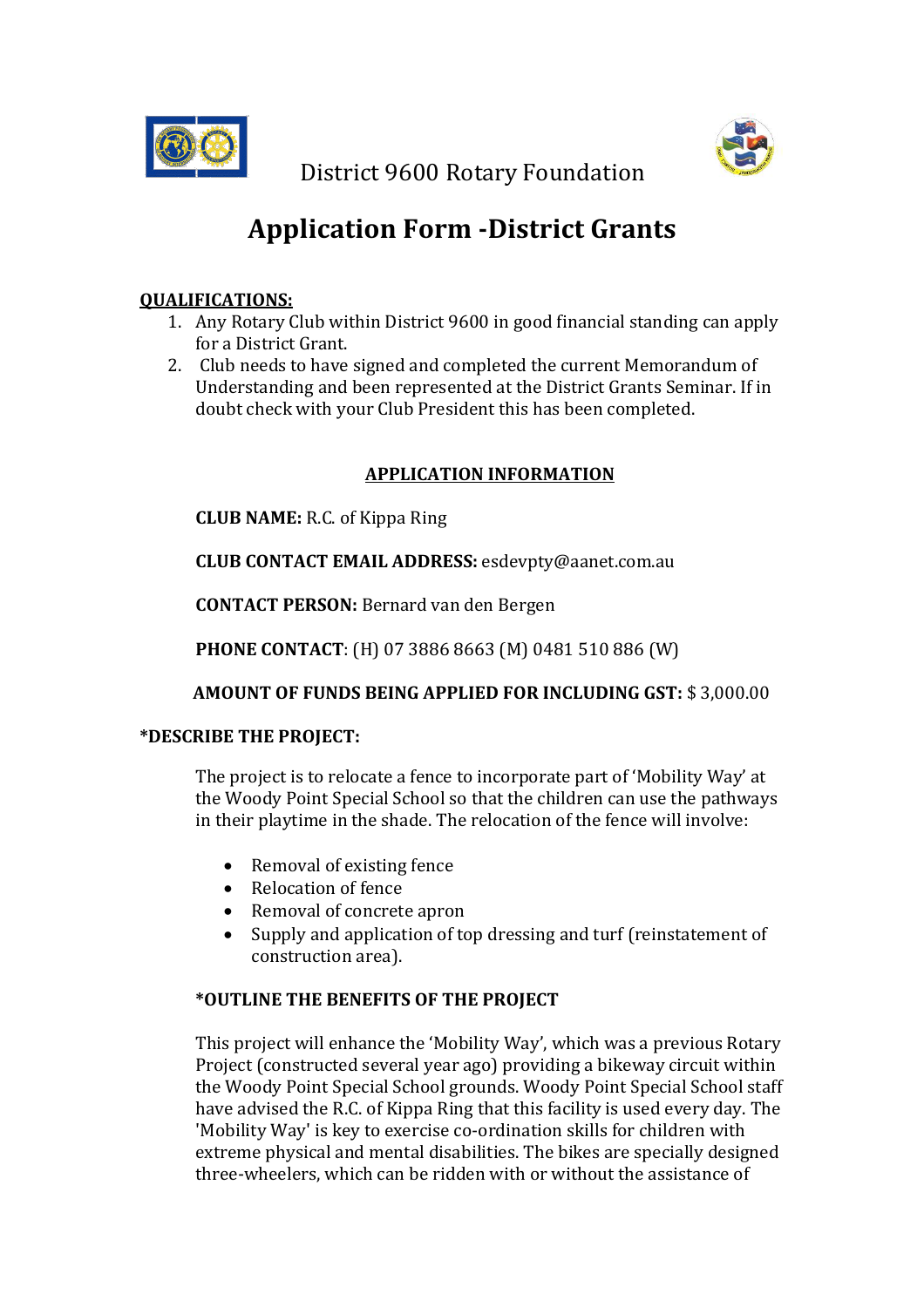District 9600 Rotary Foundation

# Application Form -District Grants

**QUALIFICATIONS:**

1. Any Rotary Club within District 9600 in good financial standing can apply for a District Grant.
2. Club needs to have signed and completed the current Memorandum of Understanding and been represented at the District Grants Seminar. If in doubt check with your Club President this has been completed.

**APPLICATION INFORMATION**

**CLUB NAME:** R.C. of Kippa Ring

**CLUB CONTACT EMAIL ADDRESS:** esdevpty@aanet.com.au

**CONTACT PERSON:** Bernard van den Bergen

**PHONE CONTACT**: (H) 07 3886 8663 (M) 0481 510 886 (W)

**AMOUNT OF FUNDS BEING APPLIED FOR INCLUDING GST:** $ 3,000.00

**\*DESCRIBE THE PROJECT:**

The project is to relocate a fence to incorporate part of 'Mobility Way' at the Woody Point Special School so that the children can use the pathways in their playtime in the shade. The relocation of the fence will involve:

- Removal of existing fence
- Relocation of fence
- Removal of concrete apron
- Supply and application of top dressing and turf (reinstatement of construction area).

**\*OUTLINE THE BENEFITS OF THE PROJECT**

This project will enhance the 'Mobility Way', which was a previous Rotary Project (constructed several year ago) providing a bikeway circuit within the Woody Point Special School grounds. Woody Point Special School staff have advised the R.C. of Kippa Ring that this facility is used every day. The 'Mobility Way' is key to exercise co-ordination skills for children with extreme physical and mental disabilities. The bikes are specially designed three-wheelers, which can be ridden with or without the assistance of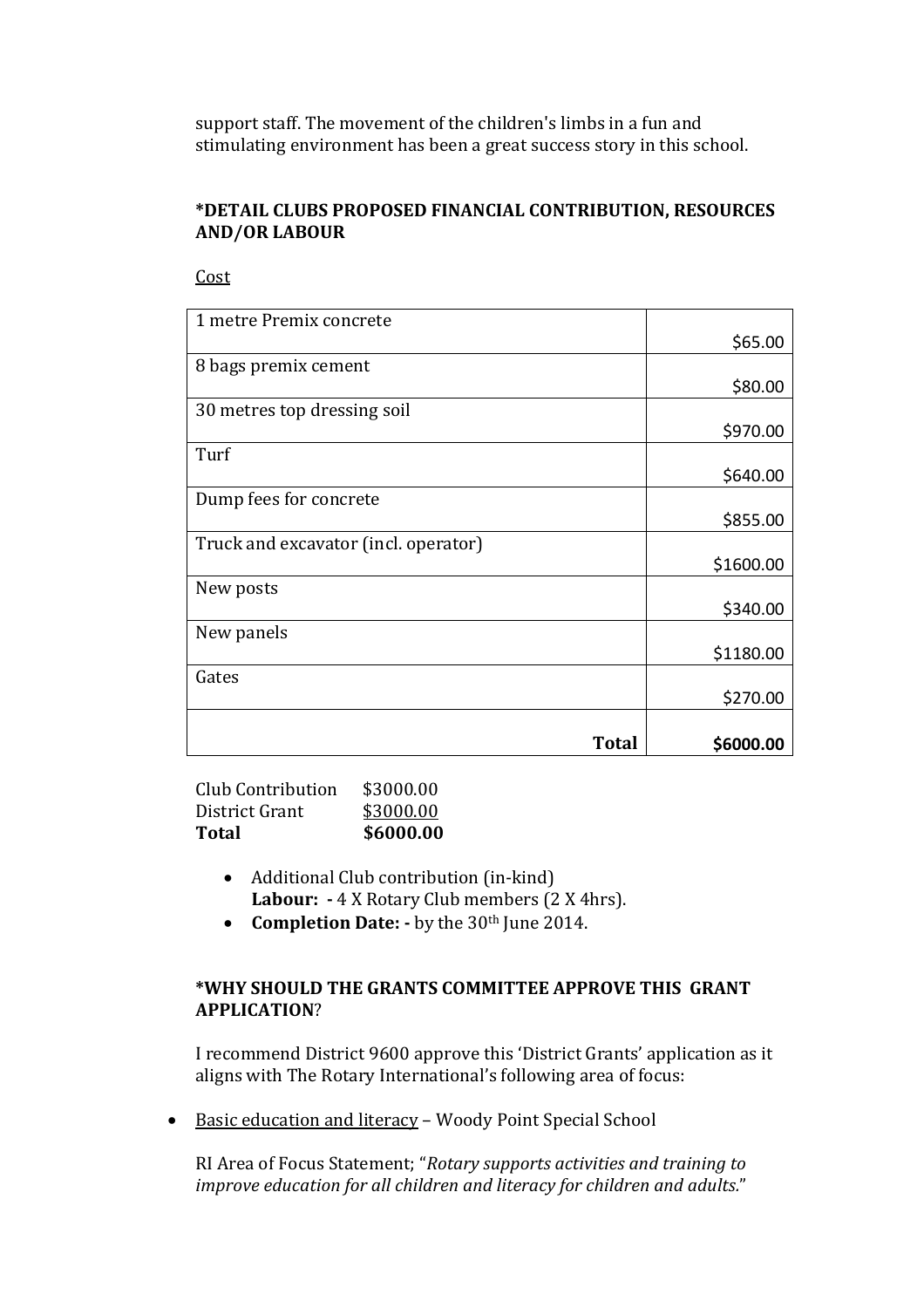support staff. The movement of the children's limbs in a fun and stimulating environment has been a great success story in this school.

**\*DETAIL CLUBS PROPOSED FINANCIAL CONTRIBUTION, RESOURCES AND/OR LABOUR**

Cost

| Item | Cost |
|---|---|
| 1 metre Premix concrete | $65.00 |
| 8 bags premix cement | $80.00 |
| 30 metres top dressing soil | $970.00 |
| Turf | $640.00 |
| Dump fees for concrete | $855.00 |
| Truck and excavator (incl. operator) | $1600.00 |
| New posts | $340.00 |
| New panels | $1180.00 |
| Gates | $270.00 |
| **Total** | **$6000.00** |

Club Contribution $3000.00
District Grant $3000.00
**Total** **$6000.00**

- Additional Club contribution (in-kind)
  **Labour: -** 4 X Rotary Club members (2 X 4hrs).
- **Completion Date: -** by the 30th June 2014.

**\*WHY SHOULD THE GRANTS COMMITTEE APPROVE THIS GRANT APPLICATION**?

I recommend District 9600 approve this 'District Grants' application as it aligns with The Rotary International's following area of focus:

- Basic education and literacy – Woody Point Special School

  RI Area of Focus Statement; "*Rotary supports activities and training to improve education for all children and literacy for children and adults.*"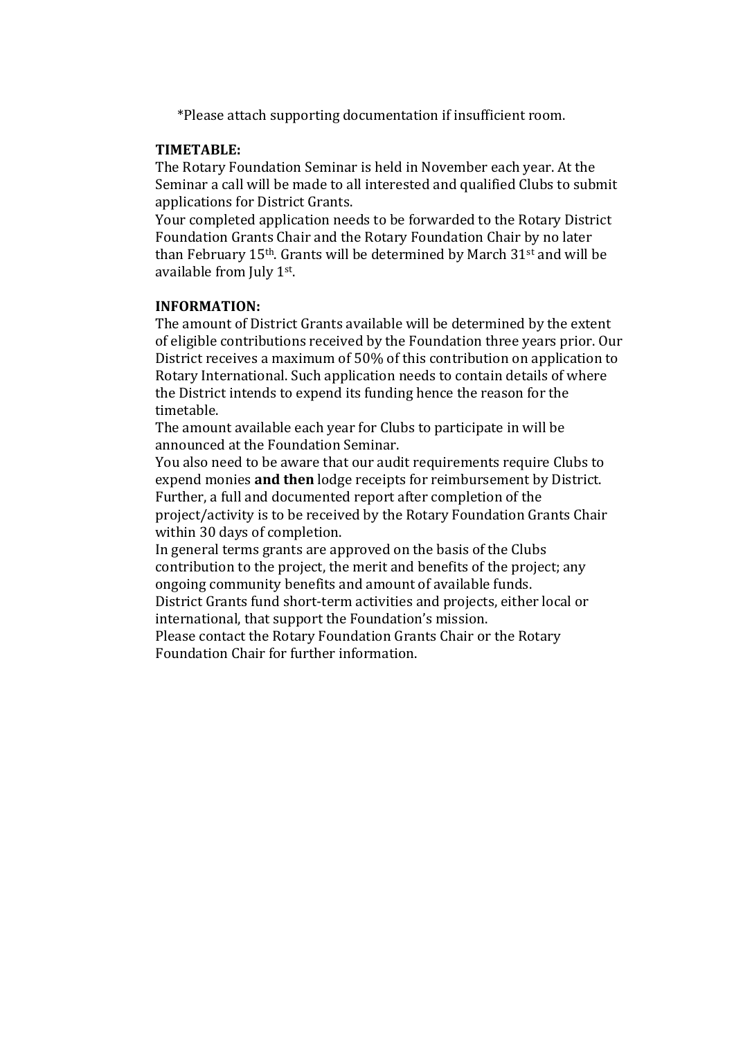*Please attach supporting documentation if insufficient room.

**TIMETABLE:**

The Rotary Foundation Seminar is held in November each year. At the Seminar a call will be made to all interested and qualified Clubs to submit applications for District Grants.

Your completed application needs to be forwarded to the Rotary District Foundation Grants Chair and the Rotary Foundation Chair by no later than February 15th. Grants will be determined by March 31st and will be available from July 1st.

**INFORMATION:**

The amount of District Grants available will be determined by the extent of eligible contributions received by the Foundation three years prior. Our District receives a maximum of 50% of this contribution on application to Rotary International. Such application needs to contain details of where the District intends to expend its funding hence the reason for the timetable.

The amount available each year for Clubs to participate in will be announced at the Foundation Seminar.

You also need to be aware that our audit requirements require Clubs to expend monies **and then** lodge receipts for reimbursement by District.

Further, a full and documented report after completion of the project/activity is to be received by the Rotary Foundation Grants Chair within 30 days of completion.

In general terms grants are approved on the basis of the Clubs contribution to the project, the merit and benefits of the project; any ongoing community benefits and amount of available funds.

District Grants fund short-term activities and projects, either local or international, that support the Foundation's mission.

Please contact the Rotary Foundation Grants Chair or the Rotary Foundation Chair for further information.